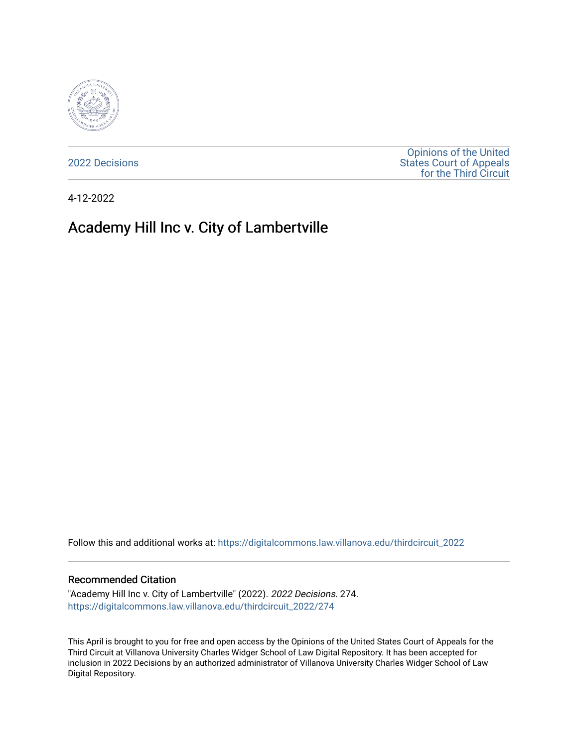2022 Decisions

Opinions of the United States Court of Appeals for the Third Circuit

4-12-2022

# Academy Hill Inc v. City of Lambertville

Follow this and additional works at: https://digitalcommons.law.villanova.edu/thirdcircuit_2022

## Recommended Citation

"Academy Hill Inc v. City of Lambertville" (2022). *2022 Decisions*. 274.
https://digitalcommons.law.villanova.edu/thirdcircuit_2022/274

This April is brought to you for free and open access by the Opinions of the United States Court of Appeals for the Third Circuit at Villanova University Charles Widger School of Law Digital Repository. It has been accepted for inclusion in 2022 Decisions by an authorized administrator of Villanova University Charles Widger School of Law Digital Repository.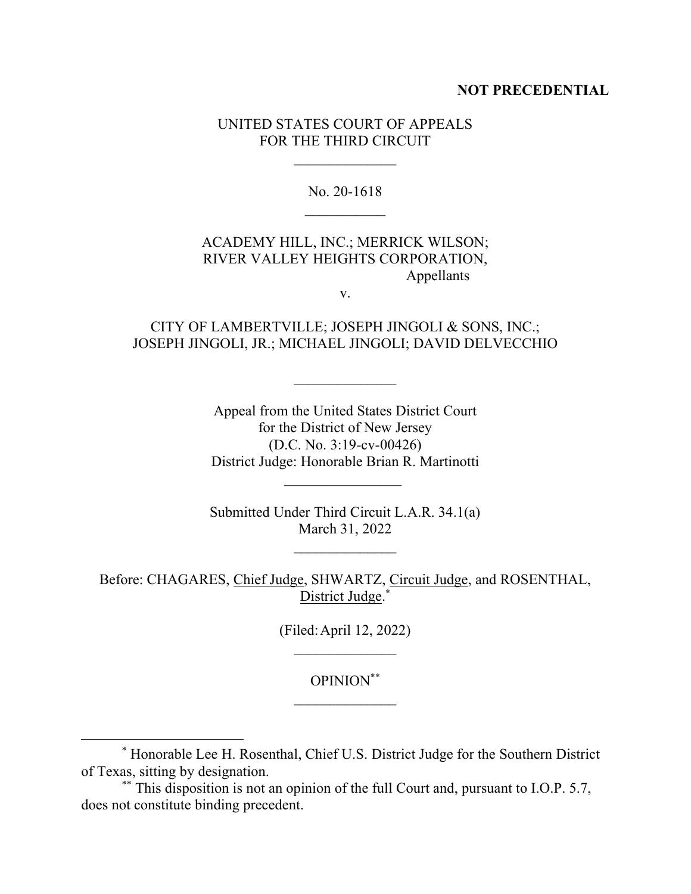**NOT PRECEDENTIAL**

UNITED STATES COURT OF APPEALS
FOR THE THIRD CIRCUIT

\_\_\_\_\_\_\_\_\_\_\_\_\_\_

No. 20-1618

\_\_\_\_\_\_\_\_\_\_\_

ACADEMY HILL, INC.; MERRICK WILSON;
RIVER VALLEY HEIGHTS CORPORATION,
Appellants

v.

CITY OF LAMBERTVILLE; JOSEPH JINGOLI & SONS, INC.;
JOSEPH JINGOLI, JR.; MICHAEL JINGOLI; DAVID DELVECCHIO

\_\_\_\_\_\_\_\_\_\_\_\_\_\_

Appeal from the United States District Court
for the District of New Jersey
(D.C. No. 3:19-cv-00426)
District Judge: Honorable Brian R. Martinotti

\_\_\_\_\_\_\_\_\_\_\_\_\_\_\_\_

Submitted Under Third Circuit L.A.R. 34.1(a)
March 31, 2022

\_\_\_\_\_\_\_\_\_\_\_\_\_\_

Before: CHAGARES, Chief Judge, SHWARTZ, Circuit Judge, and ROSENTHAL, District Judge.[*]

(Filed: April 12, 2022)

\_\_\_\_\_\_\_\_\_\_\_\_\_\_

OPINION[**]

\_\_\_\_\_\_\_\_\_\_\_\_\_\_

[*] Honorable Lee H. Rosenthal, Chief U.S. District Judge for the Southern District of Texas, sitting by designation.

[**] This disposition is not an opinion of the full Court and, pursuant to I.O.P. 5.7, does not constitute binding precedent.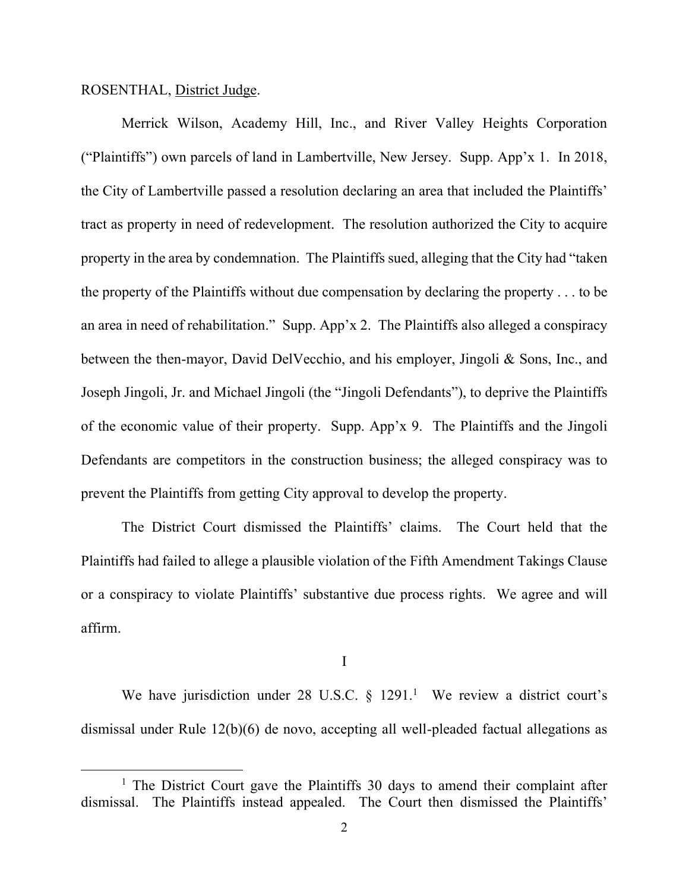ROSENTHAL, District Judge.

Merrick Wilson, Academy Hill, Inc., and River Valley Heights Corporation ("Plaintiffs") own parcels of land in Lambertville, New Jersey. Supp. App'x 1. In 2018, the City of Lambertville passed a resolution declaring an area that included the Plaintiffs' tract as property in need of redevelopment. The resolution authorized the City to acquire property in the area by condemnation. The Plaintiffs sued, alleging that the City had "taken the property of the Plaintiffs without due compensation by declaring the property . . . to be an area in need of rehabilitation." Supp. App'x 2. The Plaintiffs also alleged a conspiracy between the then-mayor, David DelVecchio, and his employer, Jingoli & Sons, Inc., and Joseph Jingoli, Jr. and Michael Jingoli (the "Jingoli Defendants"), to deprive the Plaintiffs of the economic value of their property. Supp. App'x 9. The Plaintiffs and the Jingoli Defendants are competitors in the construction business; the alleged conspiracy was to prevent the Plaintiffs from getting City approval to develop the property.

The District Court dismissed the Plaintiffs' claims. The Court held that the Plaintiffs had failed to allege a plausible violation of the Fifth Amendment Takings Clause or a conspiracy to violate Plaintiffs' substantive due process rights. We agree and will affirm.

I

We have jurisdiction under 28 U.S.C. § 1291.[1] We review a district court's dismissal under Rule 12(b)(6) de novo, accepting all well-pleaded factual allegations as

[1] The District Court gave the Plaintiffs 30 days to amend their complaint after dismissal. The Plaintiffs instead appealed. The Court then dismissed the Plaintiffs'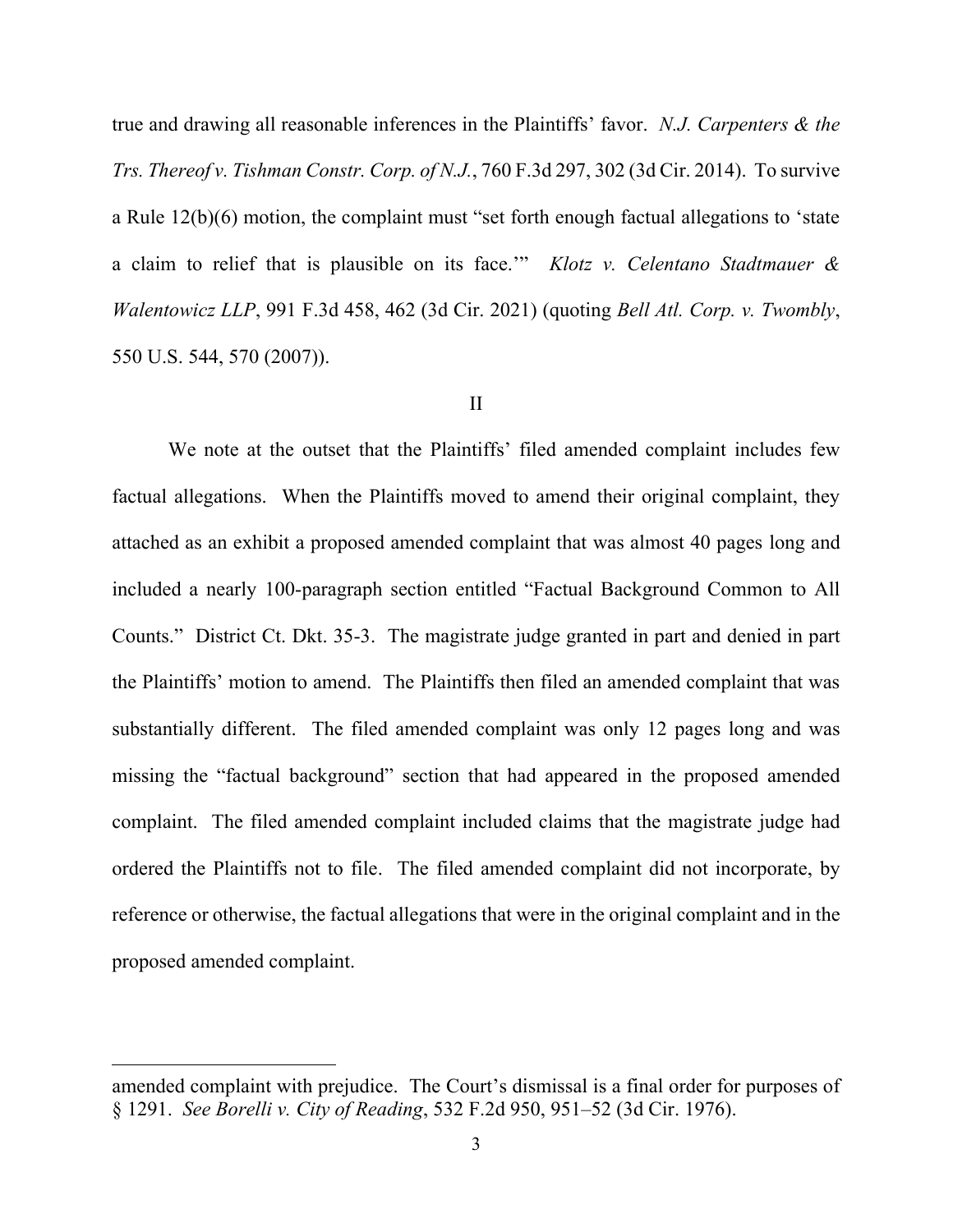true and drawing all reasonable inferences in the Plaintiffs' favor. *N.J. Carpenters & the Trs. Thereof v. Tishman Constr. Corp. of N.J.*, 760 F.3d 297, 302 (3d Cir. 2014). To survive a Rule 12(b)(6) motion, the complaint must "set forth enough factual allegations to 'state a claim to relief that is plausible on its face.'" *Klotz v. Celentano Stadtmauer & Walentowicz LLP*, 991 F.3d 458, 462 (3d Cir. 2021) (quoting *Bell Atl. Corp. v. Twombly*, 550 U.S. 544, 570 (2007)).

## II

We note at the outset that the Plaintiffs' filed amended complaint includes few factual allegations. When the Plaintiffs moved to amend their original complaint, they attached as an exhibit a proposed amended complaint that was almost 40 pages long and included a nearly 100-paragraph section entitled "Factual Background Common to All Counts." District Ct. Dkt. 35-3. The magistrate judge granted in part and denied in part the Plaintiffs' motion to amend. The Plaintiffs then filed an amended complaint that was substantially different. The filed amended complaint was only 12 pages long and was missing the "factual background" section that had appeared in the proposed amended complaint. The filed amended complaint included claims that the magistrate judge had ordered the Plaintiffs not to file. The filed amended complaint did not incorporate, by reference or otherwise, the factual allegations that were in the original complaint and in the proposed amended complaint.

---

amended complaint with prejudice. The Court's dismissal is a final order for purposes of § 1291. *See Borelli v. City of Reading*, 532 F.2d 950, 951–52 (3d Cir. 1976).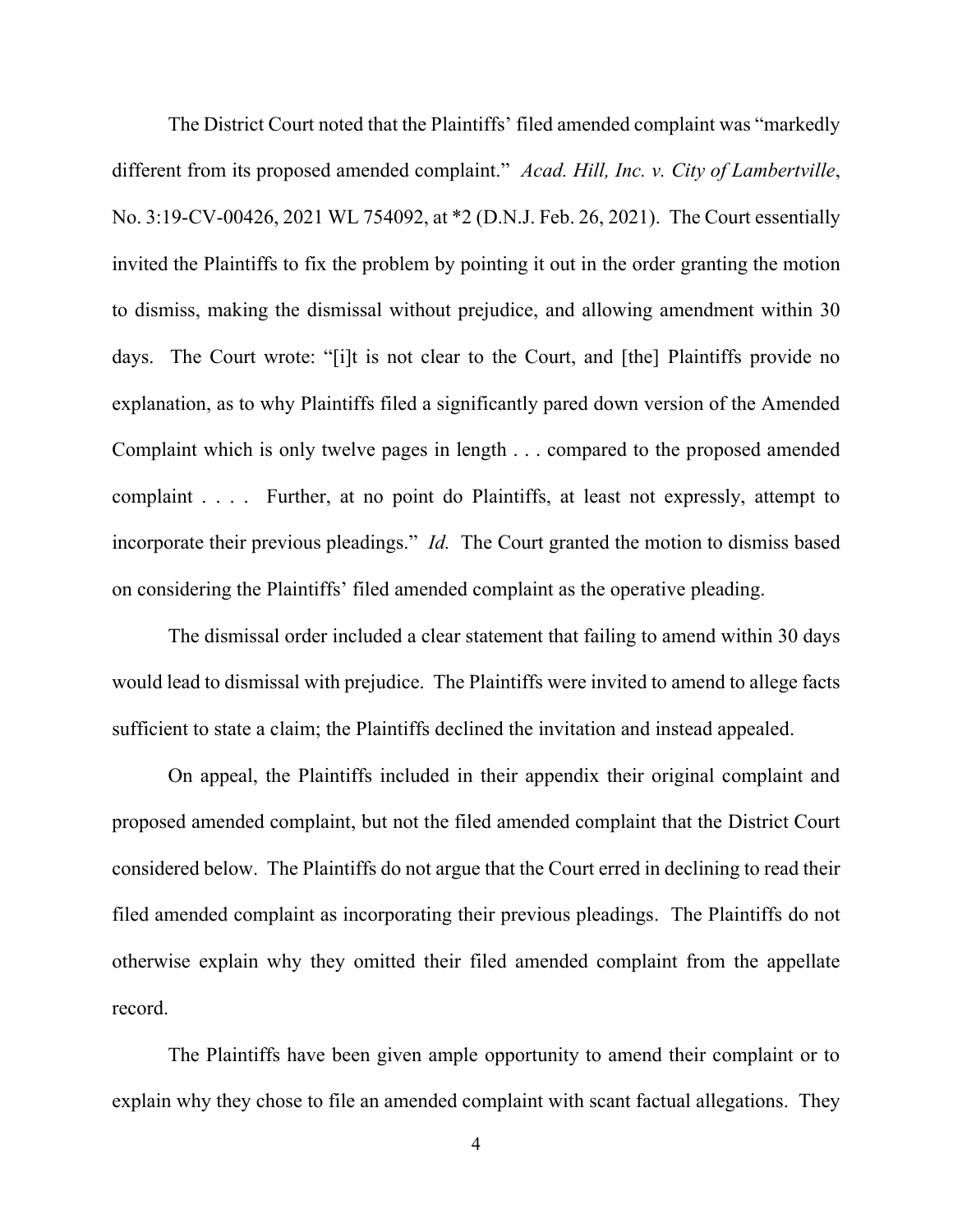The District Court noted that the Plaintiffs' filed amended complaint was "markedly different from its proposed amended complaint." *Acad. Hill, Inc. v. City of Lambertville*, No. 3:19-CV-00426, 2021 WL 754092, at *2 (D.N.J. Feb. 26, 2021). The Court essentially invited the Plaintiffs to fix the problem by pointing it out in the order granting the motion to dismiss, making the dismissal without prejudice, and allowing amendment within 30 days. The Court wrote: "[i]t is not clear to the Court, and [the] Plaintiffs provide no explanation, as to why Plaintiffs filed a significantly pared down version of the Amended Complaint which is only twelve pages in length . . . compared to the proposed amended complaint . . . . Further, at no point do Plaintiffs, at least not expressly, attempt to incorporate their previous pleadings." *Id.* The Court granted the motion to dismiss based on considering the Plaintiffs' filed amended complaint as the operative pleading.

The dismissal order included a clear statement that failing to amend within 30 days would lead to dismissal with prejudice. The Plaintiffs were invited to amend to allege facts sufficient to state a claim; the Plaintiffs declined the invitation and instead appealed.

On appeal, the Plaintiffs included in their appendix their original complaint and proposed amended complaint, but not the filed amended complaint that the District Court considered below. The Plaintiffs do not argue that the Court erred in declining to read their filed amended complaint as incorporating their previous pleadings. The Plaintiffs do not otherwise explain why they omitted their filed amended complaint from the appellate record.

The Plaintiffs have been given ample opportunity to amend their complaint or to explain why they chose to file an amended complaint with scant factual allegations. They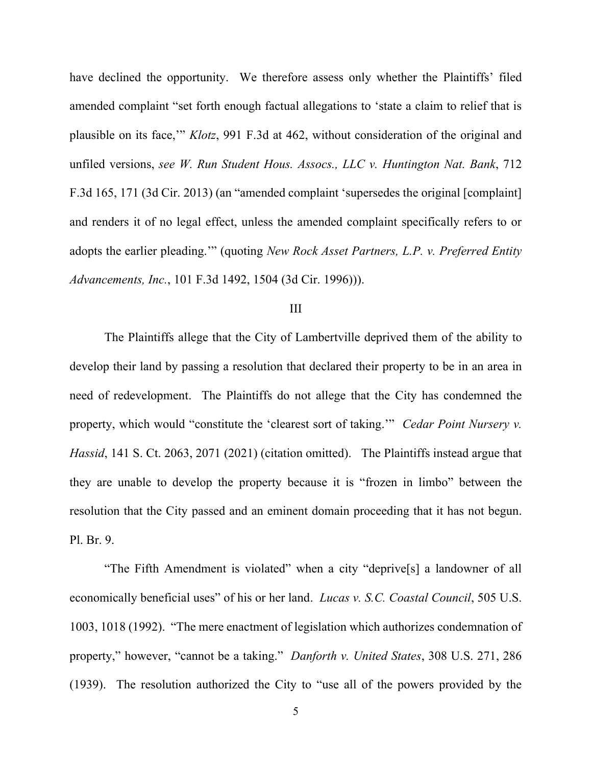have declined the opportunity. We therefore assess only whether the Plaintiffs' filed amended complaint "set forth enough factual allegations to 'state a claim to relief that is plausible on its face,'" *Klotz*, 991 F.3d at 462, without consideration of the original and unfiled versions, *see W. Run Student Hous. Assocs., LLC v. Huntington Nat. Bank*, 712 F.3d 165, 171 (3d Cir. 2013) (an "amended complaint 'supersedes the original [complaint] and renders it of no legal effect, unless the amended complaint specifically refers to or adopts the earlier pleading.'" (quoting *New Rock Asset Partners, L.P. v. Preferred Entity Advancements, Inc.*, 101 F.3d 1492, 1504 (3d Cir. 1996))).

## III

The Plaintiffs allege that the City of Lambertville deprived them of the ability to develop their land by passing a resolution that declared their property to be in an area in need of redevelopment. The Plaintiffs do not allege that the City has condemned the property, which would "constitute the 'clearest sort of taking.'" *Cedar Point Nursery v. Hassid*, 141 S. Ct. 2063, 2071 (2021) (citation omitted). The Plaintiffs instead argue that they are unable to develop the property because it is "frozen in limbo" between the resolution that the City passed and an eminent domain proceeding that it has not begun. Pl. Br. 9.

"The Fifth Amendment is violated" when a city "deprive[s] a landowner of all economically beneficial uses" of his or her land. *Lucas v. S.C. Coastal Council*, 505 U.S. 1003, 1018 (1992). "The mere enactment of legislation which authorizes condemnation of property," however, "cannot be a taking." *Danforth v. United States*, 308 U.S. 271, 286 (1939). The resolution authorized the City to "use all of the powers provided by the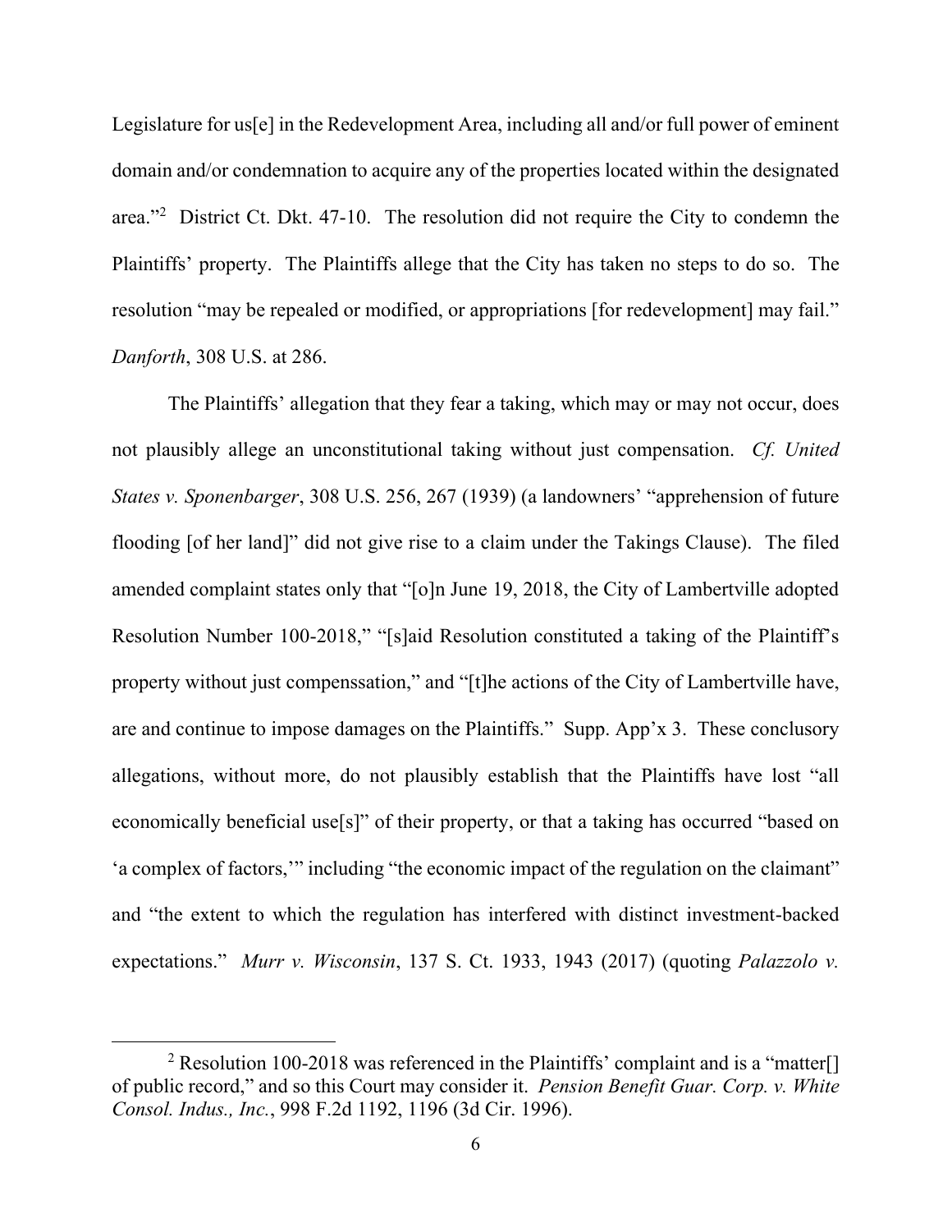Legislature for us[e] in the Redevelopment Area, including all and/or full power of eminent domain and/or condemnation to acquire any of the properties located within the designated area."[2] District Ct. Dkt. 47-10. The resolution did not require the City to condemn the Plaintiffs' property. The Plaintiffs allege that the City has taken no steps to do so. The resolution "may be repealed or modified, or appropriations [for redevelopment] may fail." *Danforth*, 308 U.S. at 286.

The Plaintiffs' allegation that they fear a taking, which may or may not occur, does not plausibly allege an unconstitutional taking without just compensation. *Cf. United States v. Sponenbarger*, 308 U.S. 256, 267 (1939) (a landowners' "apprehension of future flooding [of her land]" did not give rise to a claim under the Takings Clause). The filed amended complaint states only that "[o]n June 19, 2018, the City of Lambertville adopted Resolution Number 100-2018," "[s]aid Resolution constituted a taking of the Plaintiff's property without just compenssation," and "[t]he actions of the City of Lambertville have, are and continue to impose damages on the Plaintiffs." Supp. App'x 3. These conclusory allegations, without more, do not plausibly establish that the Plaintiffs have lost "all economically beneficial use[s]" of their property, or that a taking has occurred "based on 'a complex of factors,'" including "the economic impact of the regulation on the claimant" and "the extent to which the regulation has interfered with distinct investment-backed expectations." *Murr v. Wisconsin*, 137 S. Ct. 1933, 1943 (2017) (quoting *Palazzolo v.*

---

[2] Resolution 100-2018 was referenced in the Plaintiffs' complaint and is a "matter[] of public record," and so this Court may consider it. *Pension Benefit Guar. Corp. v. White Consol. Indus., Inc.*, 998 F.2d 1192, 1196 (3d Cir. 1996).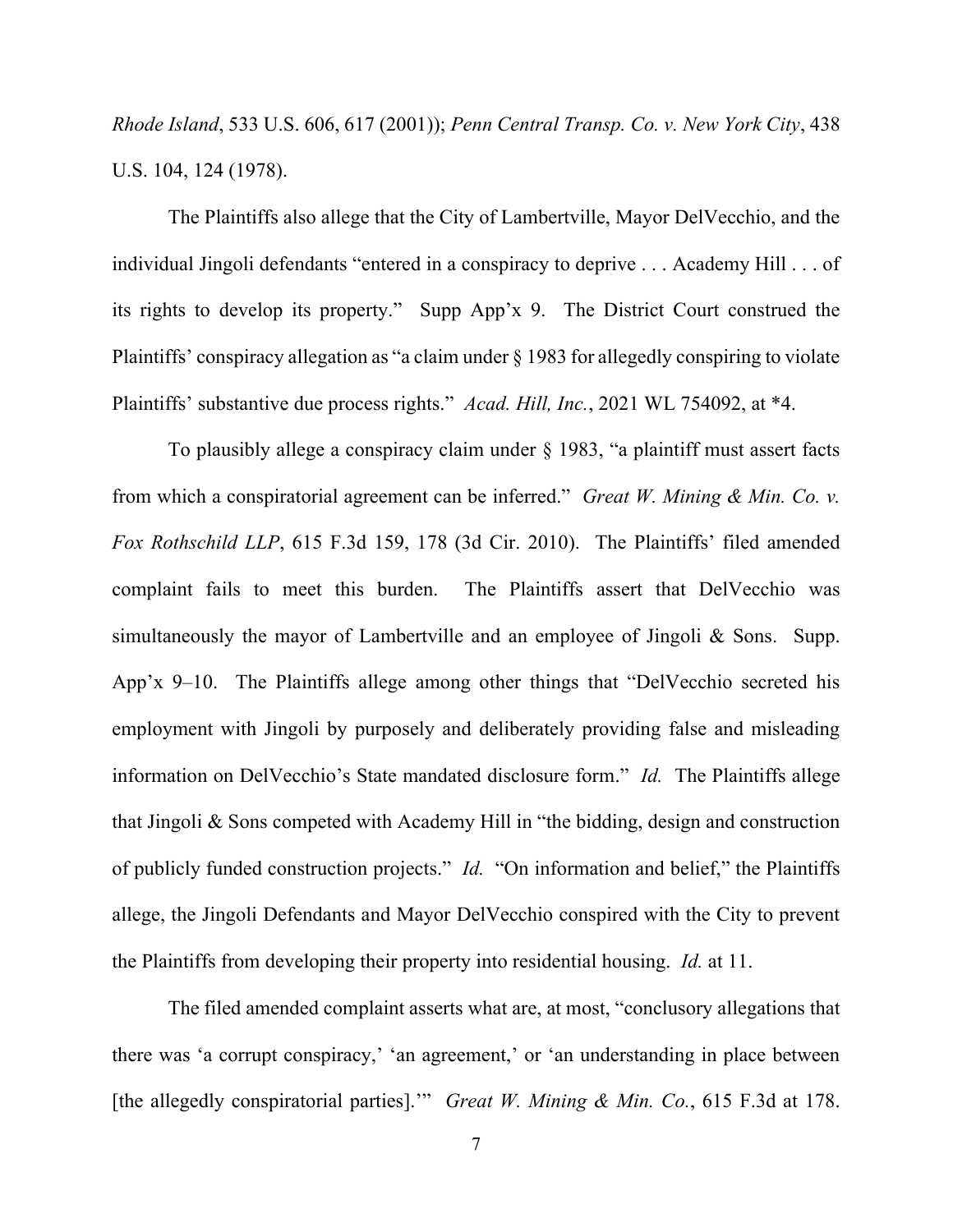*Rhode Island*, 533 U.S. 606, 617 (2001)); *Penn Central Transp. Co. v. New York City*, 438 U.S. 104, 124 (1978).

The Plaintiffs also allege that the City of Lambertville, Mayor DelVecchio, and the individual Jingoli defendants "entered in a conspiracy to deprive . . . Academy Hill . . . of its rights to develop its property." Supp App'x 9. The District Court construed the Plaintiffs' conspiracy allegation as "a claim under § 1983 for allegedly conspiring to violate Plaintiffs' substantive due process rights." *Acad. Hill, Inc.*, 2021 WL 754092, at \*4.

To plausibly allege a conspiracy claim under § 1983, "a plaintiff must assert facts from which a conspiratorial agreement can be inferred." *Great W. Mining & Min. Co. v. Fox Rothschild LLP*, 615 F.3d 159, 178 (3d Cir. 2010). The Plaintiffs' filed amended complaint fails to meet this burden. The Plaintiffs assert that DelVecchio was simultaneously the mayor of Lambertville and an employee of Jingoli & Sons. Supp. App'x 9–10. The Plaintiffs allege among other things that "DelVecchio secreted his employment with Jingoli by purposely and deliberately providing false and misleading information on DelVecchio's State mandated disclosure form." *Id.* The Plaintiffs allege that Jingoli & Sons competed with Academy Hill in "the bidding, design and construction of publicly funded construction projects." *Id.* "On information and belief," the Plaintiffs allege, the Jingoli Defendants and Mayor DelVecchio conspired with the City to prevent the Plaintiffs from developing their property into residential housing. *Id.* at 11.

The filed amended complaint asserts what are, at most, "conclusory allegations that there was 'a corrupt conspiracy,' 'an agreement,' or 'an understanding in place between [the allegedly conspiratorial parties].'" *Great W. Mining & Min. Co.*, 615 F.3d at 178.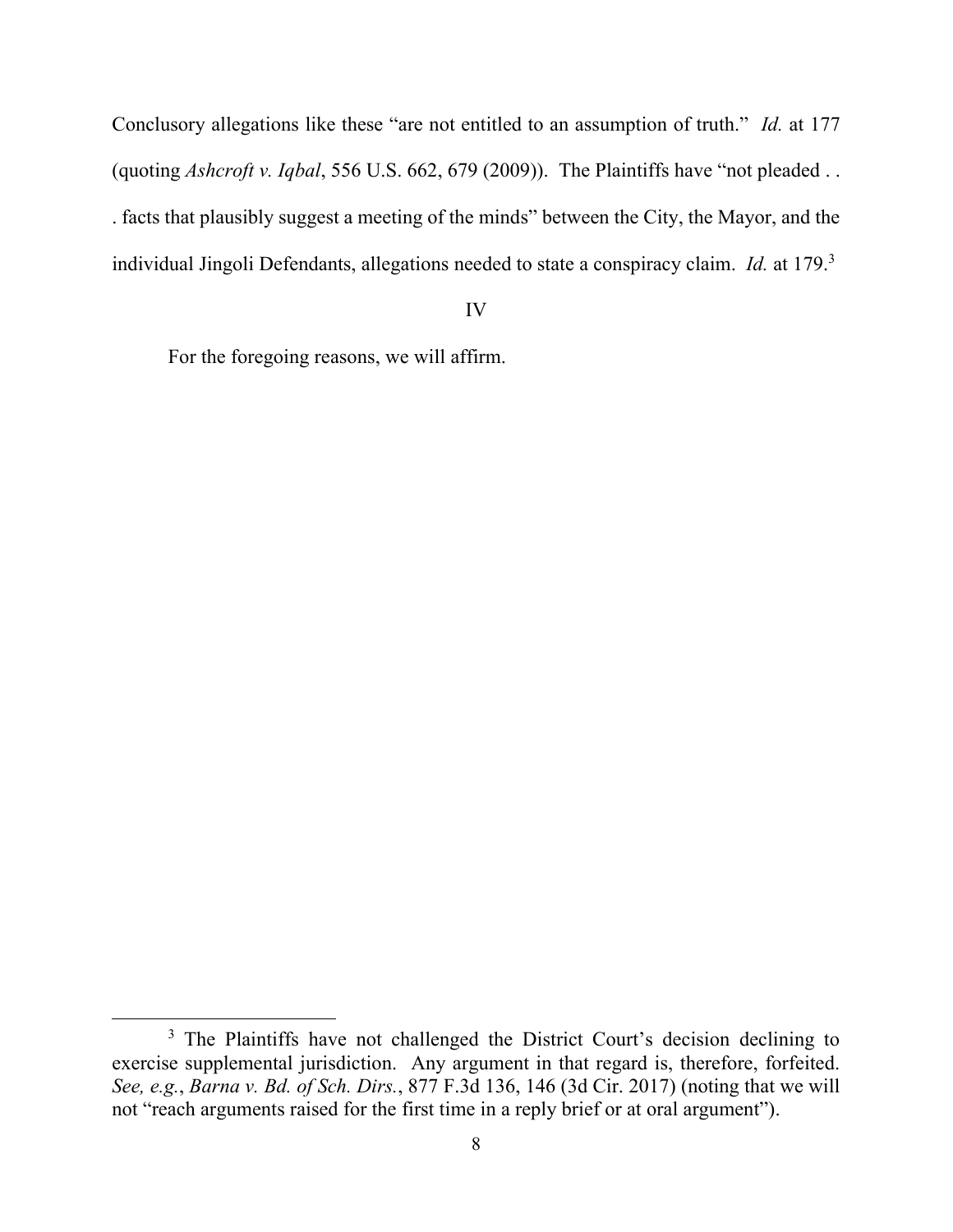Conclusory allegations like these "are not entitled to an assumption of truth." *Id.* at 177 (quoting *Ashcroft v. Iqbal*, 556 U.S. 662, 679 (2009)). The Plaintiffs have "not pleaded . . . facts that plausibly suggest a meeting of the minds" between the City, the Mayor, and the individual Jingoli Defendants, allegations needed to state a conspiracy claim. *Id.* at 179.[3]

## IV

For the foregoing reasons, we will affirm.

---

[3] The Plaintiffs have not challenged the District Court's decision declining to exercise supplemental jurisdiction. Any argument in that regard is, therefore, forfeited. *See, e.g.*, *Barna v. Bd. of Sch. Dirs.*, 877 F.3d 136, 146 (3d Cir. 2017) (noting that we will not "reach arguments raised for the first time in a reply brief or at oral argument").